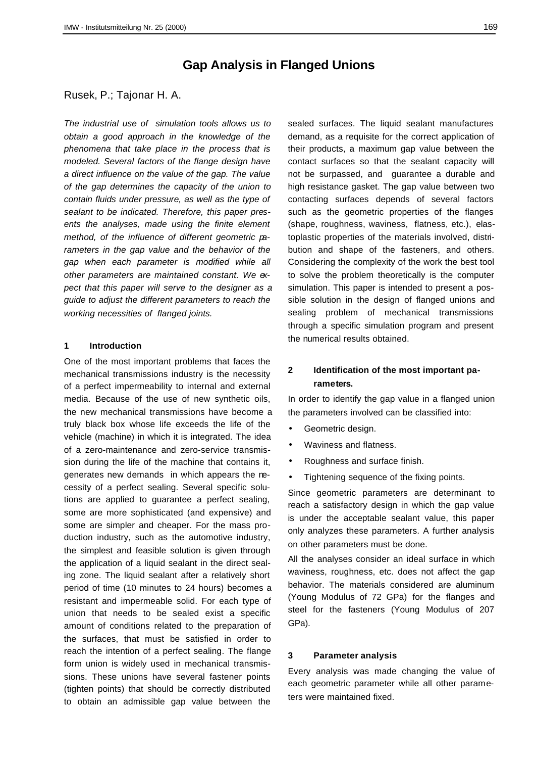# Gap Analysis in Flanged Unions

Rusek, P.; Tajonar H. A.

*The industrial use of simulation tools allows us to obtain a good approach in the knowledge of the phenomena that take place in the process that is modeled. Several factors of the flange design have a direct influence on the value of the gap. The value of the gap determines the capacity of the union to contain fluids under pressure, as well as the type of sealant to be indicated. Therefore, this paper presents the analyses, made using the finite element method, of the influence of different geometric parameters in the gap value and the behavior of the gap when each parameter is modified while all other parameters are maintained constant. We expect that this paper will serve to the designer as a guide to adjust the different parameters to reach the working necessities of flanged joints.*

## 1 Introduction

One of the most important problems that faces the mechanical transmissions industry is the necessity of a perfect impermeability to internal and external media. Because of the use of new synthetic oils, the new mechanical transmissions have become a truly black box whose life exceeds the life of the vehicle (machine) in which it is integrated. The idea of a zero-maintenance and zero-service transmission during the life of the machine that contains it, generates new demands in which appears the necessity of a perfect sealing. Several specific solutions are applied to guarantee a perfect sealing, some are more sophisticated (and expensive) and some are simpler and cheaper. For the mass production industry, such as the automotive industry, the simplest and feasible solution is given through the application of a liquid sealant in the direct sealing zone. The liquid sealant after a relatively short period of time (10 minutes to 24 hours) becomes a resistant and impermeable solid. For each type of union that needs to be sealed exist a specific amount of conditions related to the preparation of the surfaces, that must be satisfied in order to reach the intention of a perfect sealing. The flange form union is widely used in mechanical transmissions. These unions have several fastener points (tighten points) that should be correctly distributed to obtain an admissible gap value between the sealed surfaces. The liquid sealant manufactures demand, as a requisite for the correct application of their products, a maximum gap value between the contact surfaces so that the sealant capacity will not be surpassed, and guarantee a durable and high resistance gasket. The gap value between two contacting surfaces depends of several factors such as the geometric properties of the flanges (shape, roughness, waviness, flatness, etc.), elastoplastic properties of the materials involved, distribution and shape of the fasteners, and others. Considering the complexity of the work the best tool to solve the problem theoretically is the computer simulation. This paper is intended to present a possible solution in the design of flanged unions and sealing problem of mechanical transmissions through a specific simulation program and present the numerical results obtained.

## 2 Identification of the most important parameters.

In order to identify the gap value in a flanged union the parameters involved can be classified into:

- Geometric design.
- Waviness and flatness.
- Roughness and surface finish.
- Tightening sequence of the fixing points.

Since geometric parameters are determinant to reach a satisfactory design in which the gap value is under the acceptable sealant value, this paper only analyzes these parameters. A further analysis on other parameters must be done.

All the analyses consider an ideal surface in which waviness, roughness, etc. does not affect the gap behavior. The materials considered are aluminum (Young Modulus of 72 GPa) for the flanges and steel for the fasteners (Young Modulus of 207 GPa).

## 3 Parameter analysis

Every analysis was made changing the value of each geometric parameter while all other parameters were maintained fixed.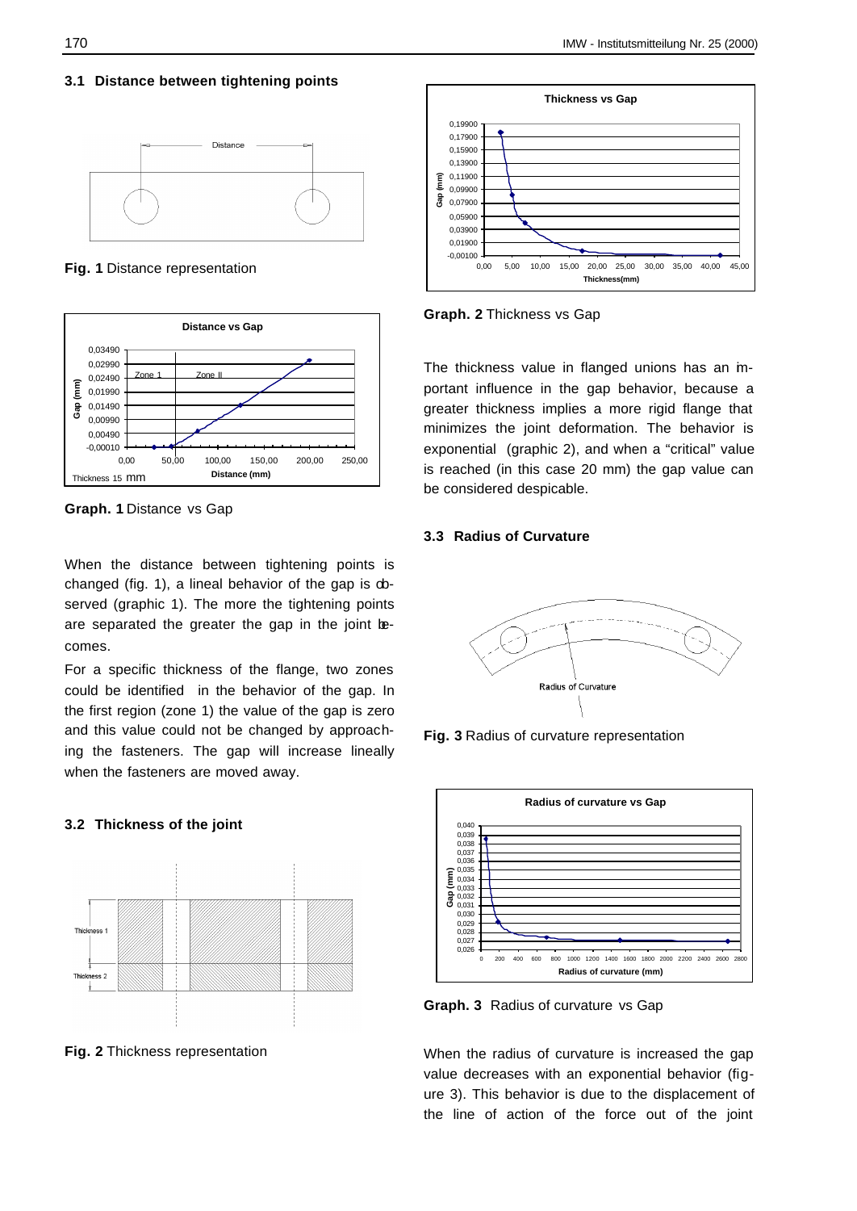### 3.1 Distance between tightening points

**Fig. 1** Distance representation

**Graph. 1** Distance vs Gap

When the distance between tightening points is changed (fig. 1), a lineal behavior of the gap is observed (graphic 1). The more the tightening points are separated the greater the gap in the joint becomes.

For a specific thickness of the flange, two zones could be identified in the behavior of the gap. In the first region (zone 1) the value of the gap is zero and this value could not be changed by approaching the fasteners. The gap will increase lineally when the fasteners are moved away.

### 3.2 Thickness of the joint

**Fig. 2** Thickness representation

**Graph. 2** Thickness vs Gap

The thickness value in flanged unions has an important influence in the gap behavior, because a greater thickness implies a more rigid flange that minimizes the joint deformation. The behavior is exponential (graphic 2), and when a "critical" value is reached (in this case 20 mm) the gap value can be considered despicable.

### 3.3 Radius of Curvature

**Fig. 3** Radius of curvature representation

**Graph. 3** Radius of curvature vs Gap

When the radius of curvature is increased the gap value decreases with an exponential behavior (figure 3). This behavior is due to the displacement of the line of action of the force out of the joint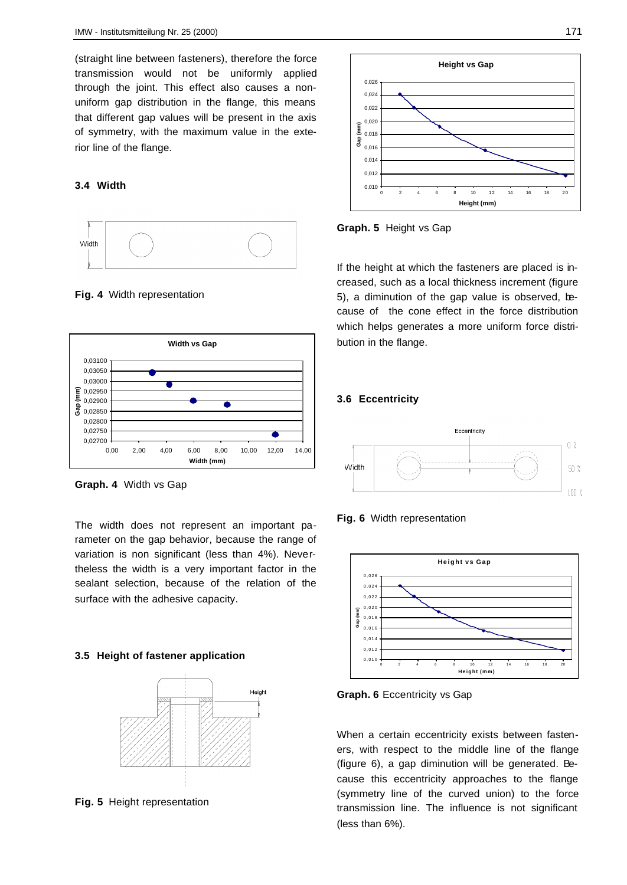(straight line between fasteners), therefore the force transmission would not be uniformly applied through the joint. This effect also causes a non-uniform gap distribution in the flange, this means that different gap values will be present in the axis of symmetry, with the maximum value in the exterior line of the flange.

### 3.4 Width

**Fig. 4** Width representation

**Graph. 4** Width vs Gap

The width does not represent an important parameter on the gap behavior, because the range of variation is non significant (less than 4%). Nevertheless the width is a very important factor in the sealant selection, because of the relation of the surface with the adhesive capacity.

### 3.5 Height of fastener application

**Fig. 5** Height representation

**Graph. 5** Height vs Gap

If the height at which the fasteners are placed is increased, such as a local thickness increment (figure 5), a diminution of the gap value is observed, because of the cone effect in the force distribution which helps generates a more uniform force distribution in the flange.

### 3.6 Eccentricity

**Fig. 6** Width representation

**Graph. 6** Eccentricity vs Gap

When a certain eccentricity exists between fasteners, with respect to the middle line of the flange (figure 6), a gap diminution will be generated. Because this eccentricity approaches to the flange (symmetry line of the curved union) to the force transmission line. The influence is not significant (less than 6%).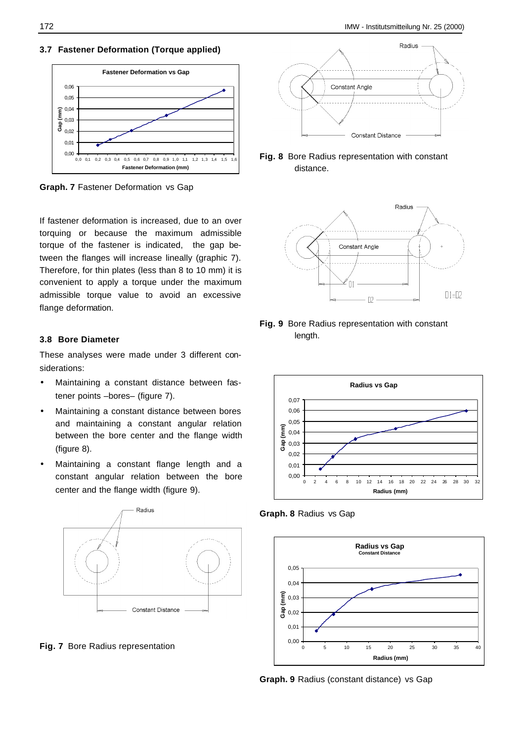### 3.7 Fastener Deformation (Torque applied)

**Graph. 7** Fastener Deformation vs Gap

If fastener deformation is increased, due to an over torquing or because the maximum admissible torque of the fastener is indicated, the gap between the flanges will increase lineally (graphic 7). Therefore, for thin plates (less than 8 to 10 mm) it is convenient to apply a torque under the maximum admissible torque value to avoid an excessive flange deformation.

### 3.8 Bore Diameter

These analyses were made under 3 different considerations:

- Maintaining a constant distance between fastener points –bores– (figure 7).
- Maintaining a constant distance between bores and maintaining a constant angular relation between the bore center and the flange width (figure 8).
- Maintaining a constant flange length and a constant angular relation between the bore center and the flange width (figure 9).

**Fig. 7** Bore Radius representation

**Fig. 8** Bore Radius representation with constant distance.

**Fig. 9** Bore Radius representation with constant length.

**Graph. 8** Radius vs Gap

**Graph. 9** Radius (constant distance) vs Gap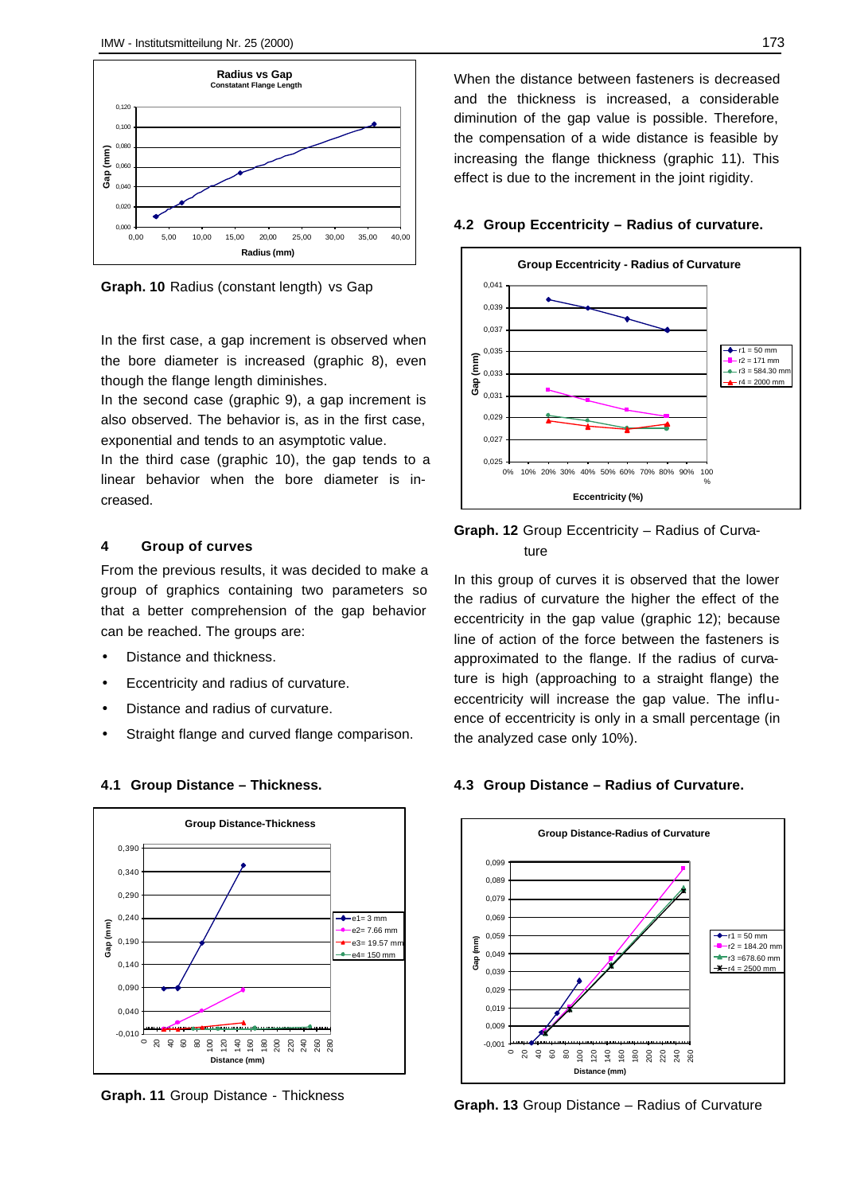Graph. 10 Radius (constant length) vs Gap

In the first case, a gap increment is observed when the bore diameter is increased (graphic 8), even though the flange length diminishes.

In the second case (graphic 9), a gap increment is also observed. The behavior is, as in the first case, exponential and tends to an asymptotic value.

In the third case (graphic 10), the gap tends to a linear behavior when the bore diameter is increased.

## 4 Group of curves

From the previous results, it was decided to make a group of graphics containing two parameters so that a better comprehension of the gap behavior can be reached. The groups are:

- Distance and thickness.
- Eccentricity and radius of curvature.
- Distance and radius of curvature.
- Straight flange and curved flange comparison.

### 4.1 Group Distance – Thickness.

**Graph. 11** Group Distance - Thickness

When the distance between fasteners is decreased and the thickness is increased, a considerable diminution of the gap value is possible. Therefore, the compensation of a wide distance is feasible by increasing the flange thickness (graphic 11). This effect is due to the increment in the joint rigidity.

### 4.2 Group Eccentricity – Radius of curvature.

**Graph. 12** Group Eccentricity – Radius of Curvature

In this group of curves it is observed that the lower the radius of curvature the higher the effect of the eccentricity in the gap value (graphic 12); because line of action of the force between the fasteners is approximated to the flange. If the radius of curvature is high (approaching to a straight flange) the eccentricity will increase the gap value. The influence of eccentricity is only in a small percentage (in the analyzed case only 10%).

### 4.3 Group Distance – Radius of Curvature.

**Graph. 13** Group Distance – Radius of Curvature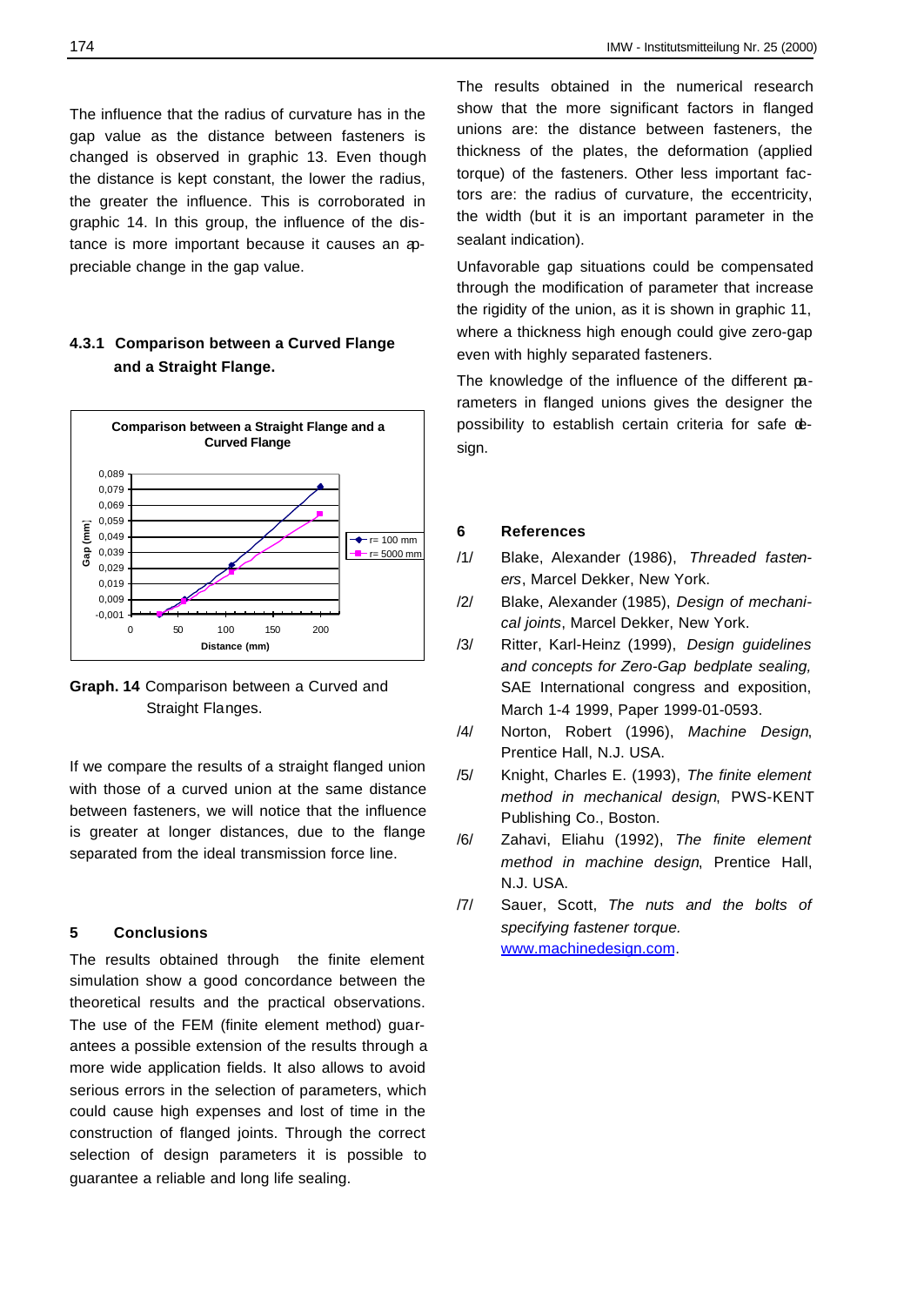The influence that the radius of curvature has in the gap value as the distance between fasteners is changed is observed in graphic 13. Even though the distance is kept constant, the lower the radius, the greater the influence. This is corroborated in graphic 14. In this group, the influence of the distance is more important because it causes an appreciable change in the gap value.

### 4.3.1 Comparison between a Curved Flange and a Straight Flange.

Comparison between a Straight Flange and a Curved Flange

Gap (mm)

0,089
0,079
0,069
0,059
0,049
0,039
0,029
0,019
0,009
-0,001

0
50
100
150
200

Distance (mm)

r= 100 mm
r= 5000 mm

**Graph. 14** Comparison between a Curved and Straight Flanges.

If we compare the results of a straight flanged union with those of a curved union at the same distance between fasteners, we will notice that the influence is greater at longer distances, due to the flange separated from the ideal transmission force line.

## 5 Conclusions

The results obtained through the finite element simulation show a good concordance between the theoretical results and the practical observations. The use of the FEM (finite element method) guarantees a possible extension of the results through a more wide application fields. It also allows to avoid serious errors in the selection of parameters, which could cause high expenses and lost of time in the construction of flanged joints. Through the correct selection of design parameters it is possible to guarantee a reliable and long life sealing.

The results obtained in the numerical research show that the more significant factors in flanged unions are: the distance between fasteners, the thickness of the plates, the deformation (applied torque) of the fasteners. Other less important factors are: the radius of curvature, the eccentricity, the width (but it is an important parameter in the sealant indication).

Unfavorable gap situations could be compensated through the modification of parameter that increase the rigidity of the union, as it is shown in graphic 11, where a thickness high enough could give zero-gap even with highly separated fasteners.

The knowledge of the influence of the different parameters in flanged unions gives the designer the possibility to establish certain criteria for safe design.

## 6 References

/1/ Blake, Alexander (1986), *Threaded fasteners*, Marcel Dekker, New York.

/2/ Blake, Alexander (1985), *Design of mechanical joints*, Marcel Dekker, New York.

/3/ Ritter, Karl-Heinz (1999), *Design guidelines and concepts for Zero-Gap bedplate sealing,* SAE International congress and exposition, March 1-4 1999, Paper 1999-01-0593.

/4/ Norton, Robert (1996), *Machine Design*, Prentice Hall, N.J. USA.

/5/ Knight, Charles E. (1993), *The finite element method in mechanical design*, PWS-KENT Publishing Co., Boston.

/6/ Zahavi, Eliahu (1992), *The finite element method in machine design*, Prentice Hall, N.J. USA.

/7/ Sauer, Scott, *The nuts and the bolts of specifying fastener torque.* www.machinedesign.com.